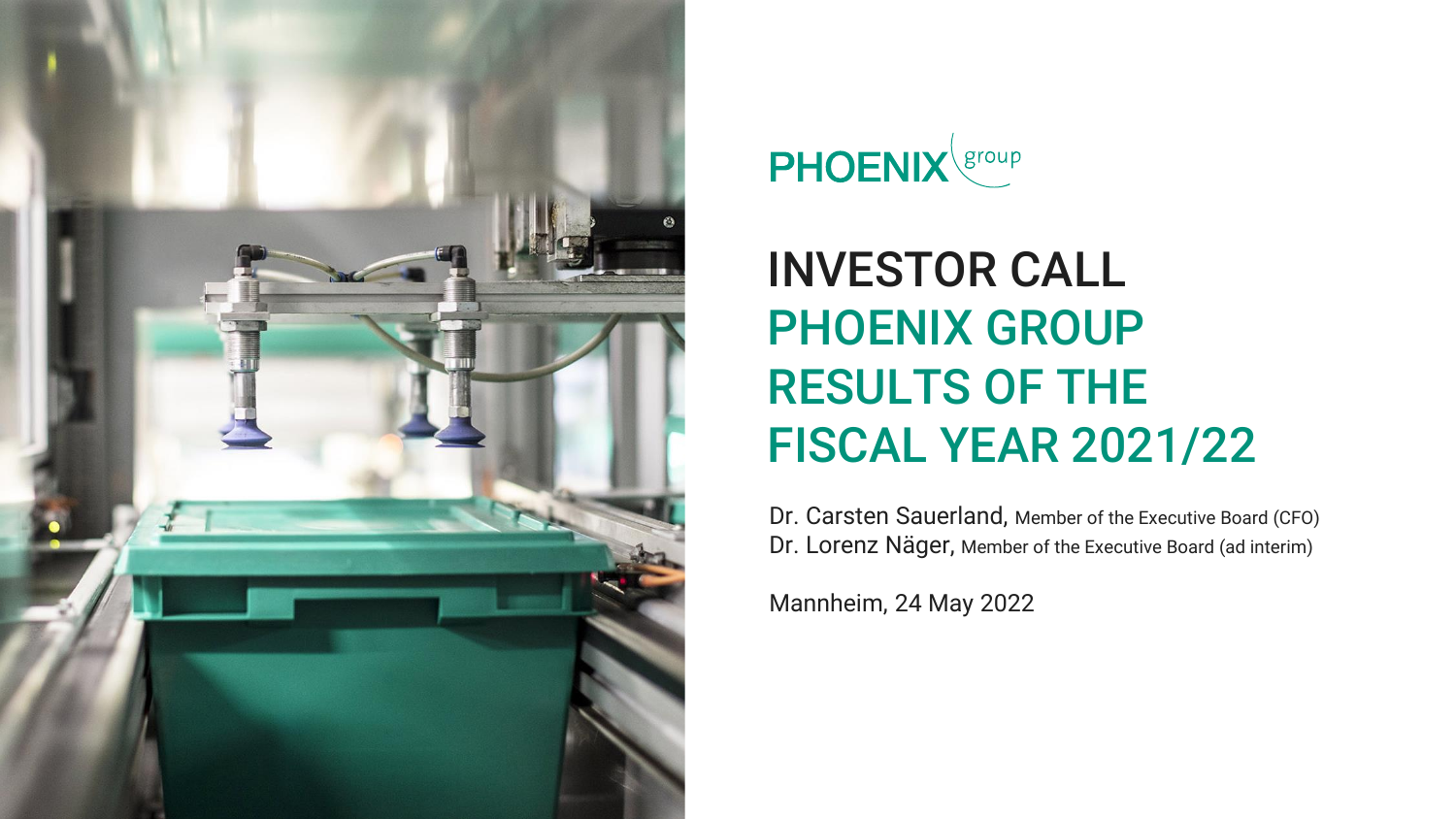PHOENIX group

# INVESTOR CALL
# PHOENIX GROUP RESULTS OF THE FISCAL YEAR 2021/22

Dr. Carsten Sauerland, Member of the Executive Board (CFO)
Dr. Lorenz Näger, Member of the Executive Board (ad interim)

Mannheim, 24 May 2022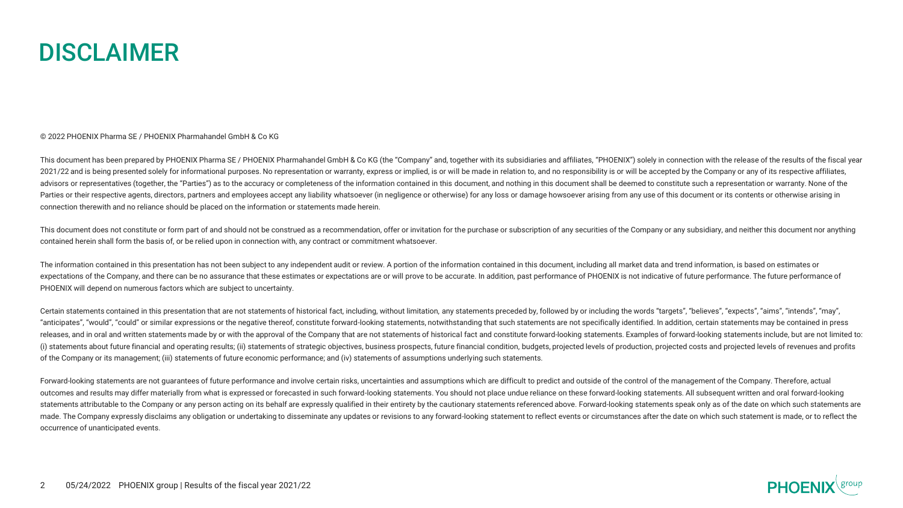# DISCLAIMER

© 2022 PHOENIX Pharma SE / PHOENIX Pharmahandel GmbH & Co KG

This document has been prepared by PHOENIX Pharma SE / PHOENIX Pharmahandel GmbH & Co KG (the "Company" and, together with its subsidiaries and affiliates, "PHOENIX") solely in connection with the release of the results of the fiscal year 2021/22 and is being presented solely for informational purposes. No representation or warranty, express or implied, is or will be made in relation to, and no responsibility is or will be accepted by the Company or any of its respective affiliates, advisors or representatives (together, the "Parties") as to the accuracy or completeness of the information contained in this document, and nothing in this document shall be deemed to constitute such a representation or warranty. None of the Parties or their respective agents, directors, partners and employees accept any liability whatsoever (in negligence or otherwise) for any loss or damage howsoever arising from any use of this document or its contents or otherwise arising in connection therewith and no reliance should be placed on the information or statements made herein.

This document does not constitute or form part of and should not be construed as a recommendation, offer or invitation for the purchase or subscription of any securities of the Company or any subsidiary, and neither this document nor anything contained herein shall form the basis of, or be relied upon in connection with, any contract or commitment whatsoever.

The information contained in this presentation has not been subject to any independent audit or review. A portion of the information contained in this document, including all market data and trend information, is based on estimates or expectations of the Company, and there can be no assurance that these estimates or expectations are or will prove to be accurate. In addition, past performance of PHOENIX is not indicative of future performance. The future performance of PHOENIX will depend on numerous factors which are subject to uncertainty.

Certain statements contained in this presentation that are not statements of historical fact, including, without limitation, any statements preceded by, followed by or including the words "targets", "believes", "expects", "aims", "intends", "may", "anticipates", "would", "could" or similar expressions or the negative thereof, constitute forward-looking statements, notwithstanding that such statements are not specifically identified. In addition, certain statements may be contained in press releases, and in oral and written statements made by or with the approval of the Company that are not statements of historical fact and constitute forward-looking statements. Examples of forward-looking statements include, but are not limited to: (i) statements about future financial and operating results; (ii) statements of strategic objectives, business prospects, future financial condition, budgets, projected levels of production, projected costs and projected levels of revenues and profits of the Company or its management; (iii) statements of future economic performance; and (iv) statements of assumptions underlying such statements.

Forward-looking statements are not guarantees of future performance and involve certain risks, uncertainties and assumptions which are difficult to predict and outside of the control of the management of the Company. Therefore, actual outcomes and results may differ materially from what is expressed or forecasted in such forward-looking statements. You should not place undue reliance on these forward-looking statements. All subsequent written and oral forward-looking statements attributable to the Company or any person acting on its behalf are expressly qualified in their entirety by the cautionary statements referenced above. Forward-looking statements speak only as of the date on which such statements are made. The Company expressly disclaims any obligation or undertaking to disseminate any updates or revisions to any forward-looking statement to reflect events or circumstances after the date on which such statement is made, or to reflect the occurrence of unanticipated events.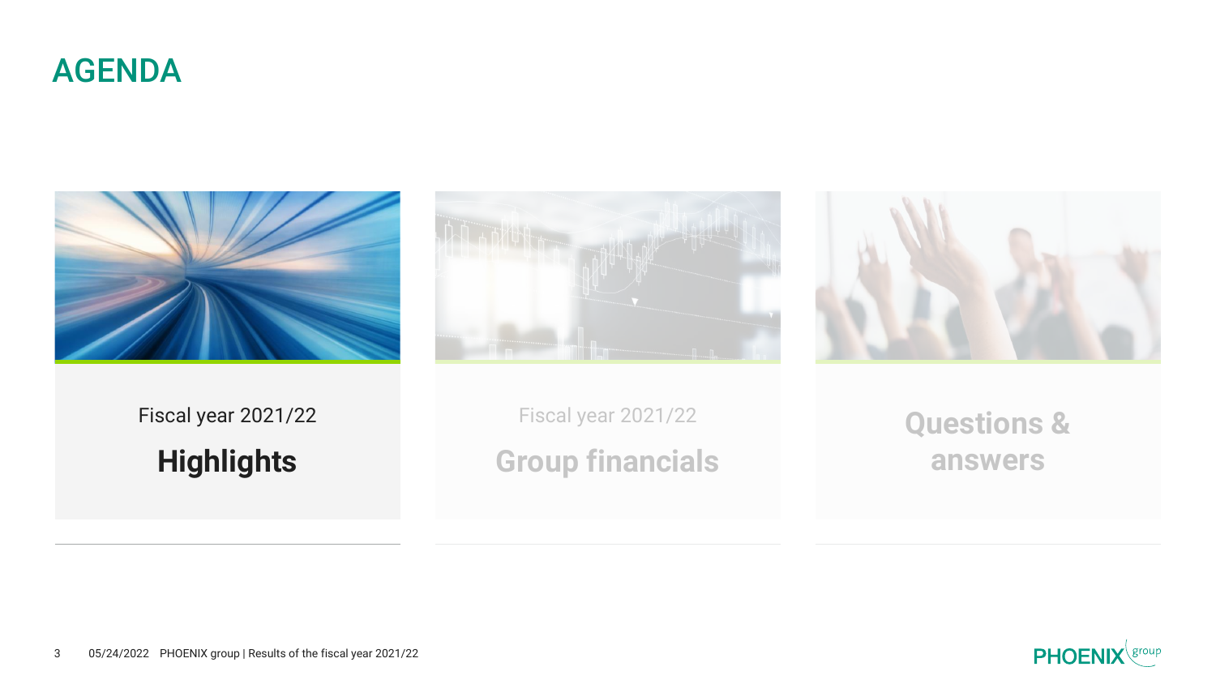# AGENDA

Fiscal year 2021/22

**Highlights**

Fiscal year 2021/22

**Group financials**

**Questions & answers**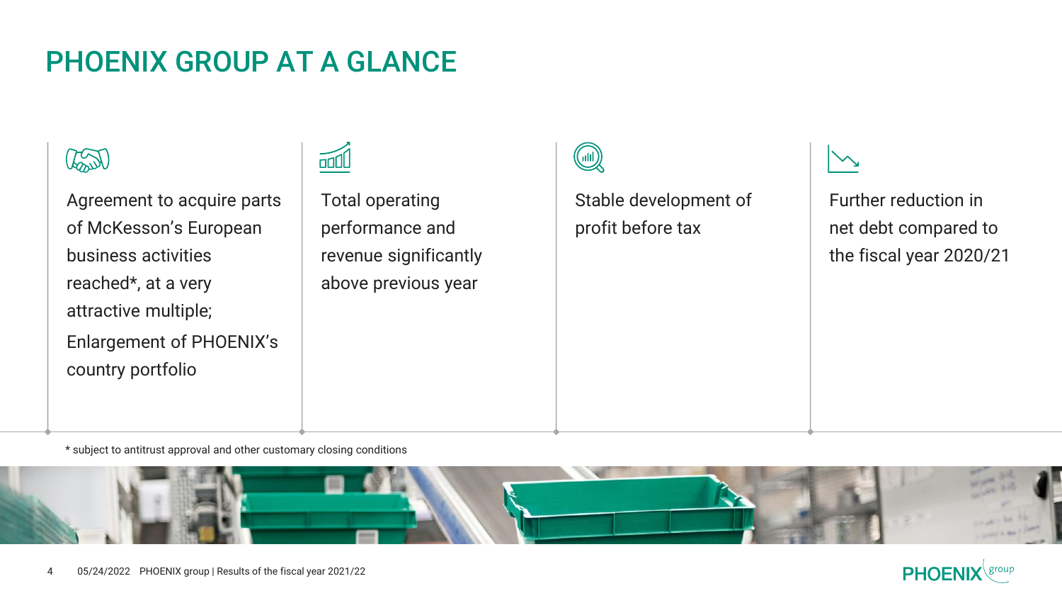# PHOENIX GROUP AT A GLANCE

- Agreement to acquire parts of McKesson's European business activities reached*, at a very attractive multiple;

  Enlargement of PHOENIX's country portfolio

- Total operating performance and revenue significantly above previous year

- Stable development of profit before tax

- Further reduction in net debt compared to the fiscal year 2020/21

* subject to antitrust approval and other customary closing conditions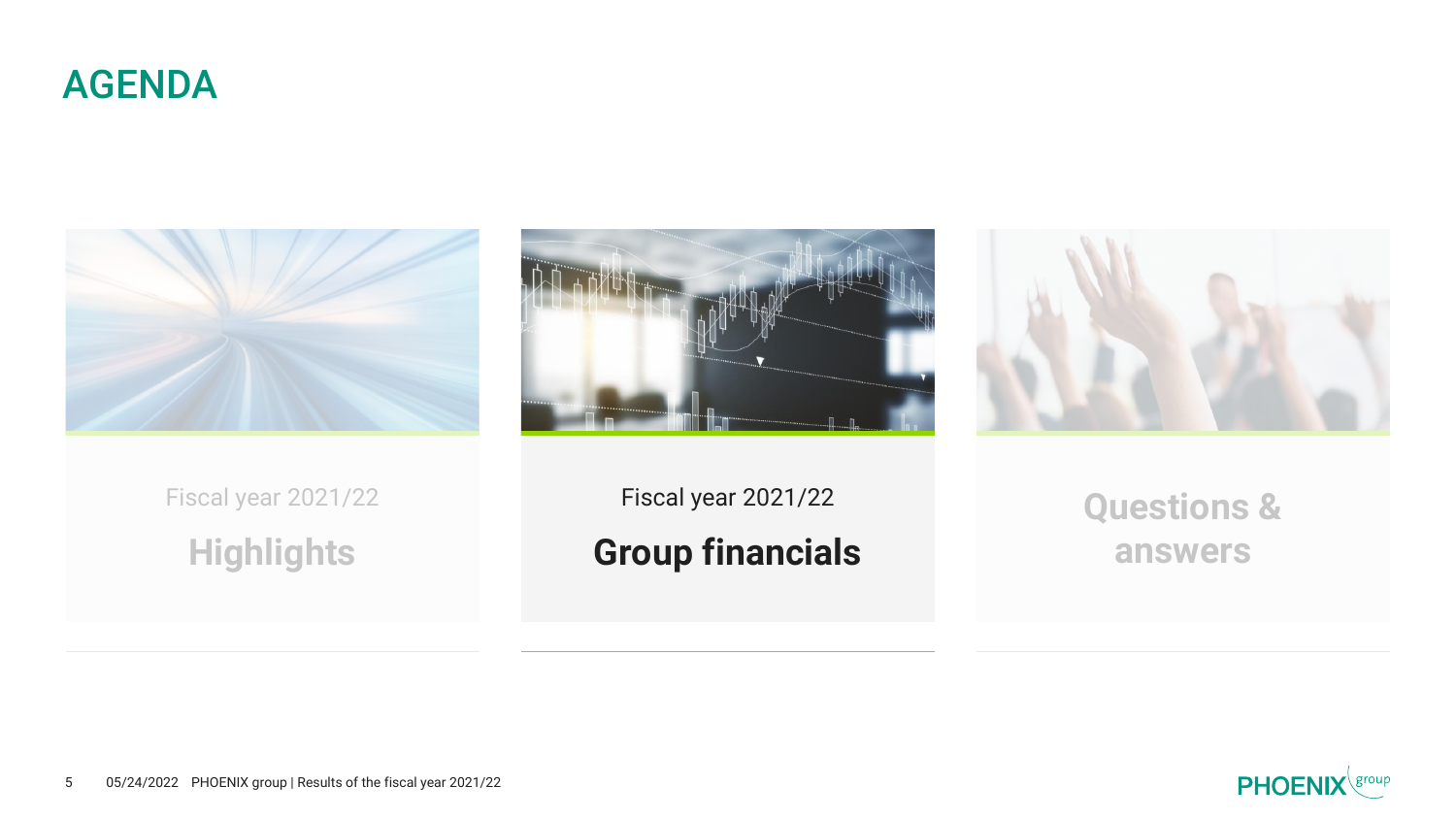# AGENDA

Fiscal year 2021/22

**Highlights**

Fiscal year 2021/22

**Group financials**

**Questions & answers**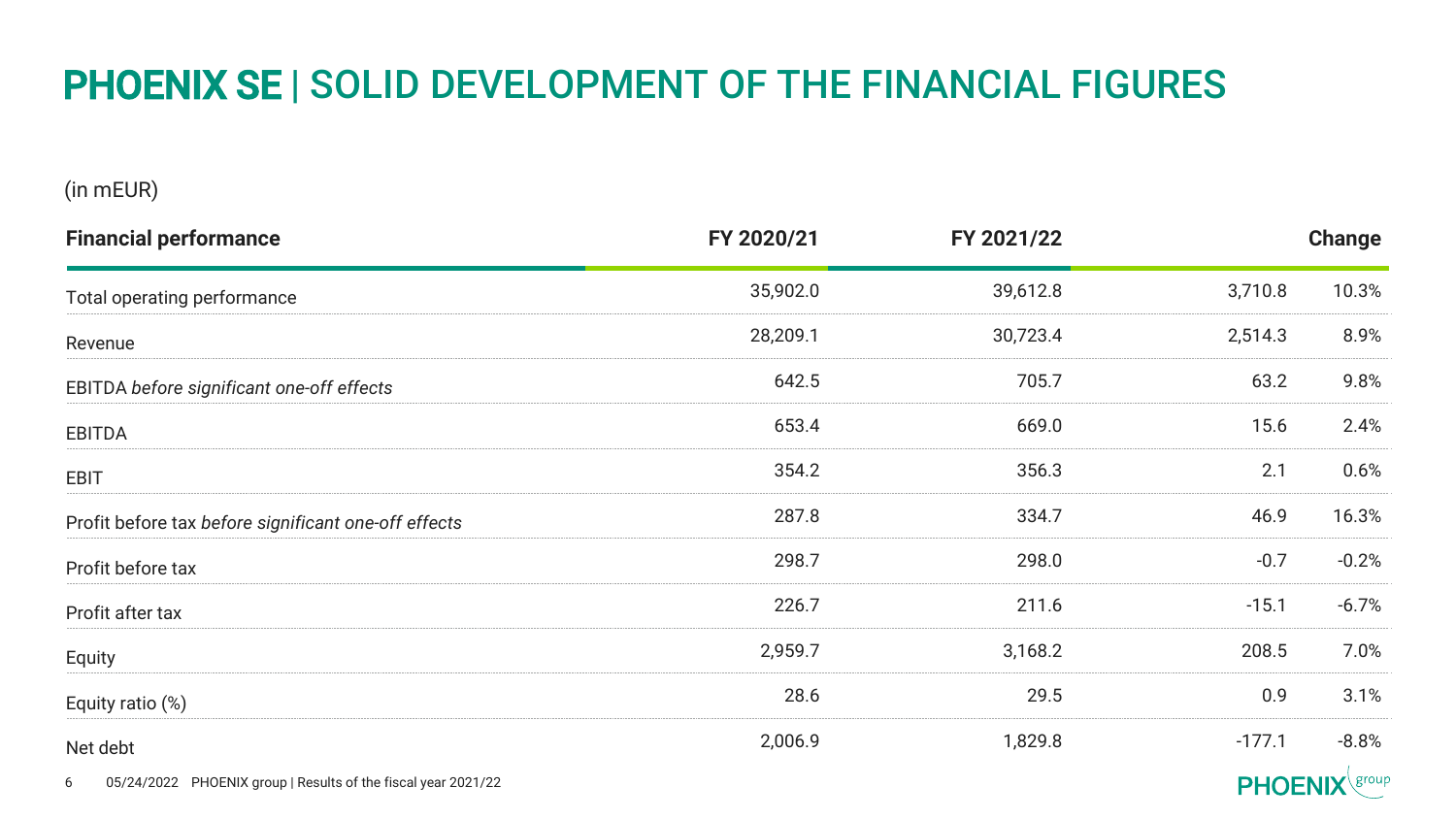# **PHOENIX SE** | SOLID DEVELOPMENT OF THE FINANCIAL FIGURES

(in mEUR)

| Financial performance | FY 2020/21 | FY 2021/22 | Change | |
|---|---|---|---|---|
| Total operating performance | 35,902.0 | 39,612.8 | 3,710.8 | 10.3% |
| Revenue | 28,209.1 | 30,723.4 | 2,514.3 | 8.9% |
| EBITDA *before significant one-off effects* | 642.5 | 705.7 | 63.2 | 9.8% |
| EBITDA | 653.4 | 669.0 | 15.6 | 2.4% |
| EBIT | 354.2 | 356.3 | 2.1 | 0.6% |
| Profit before tax *before significant one-off effects* | 287.8 | 334.7 | 46.9 | 16.3% |
| Profit before tax | 298.7 | 298.0 | -0.7 | -0.2% |
| Profit after tax | 226.7 | 211.6 | -15.1 | -6.7% |
| Equity | 2,959.7 | 3,168.2 | 208.5 | 7.0% |
| Equity ratio (%) | 28.6 | 29.5 | 0.9 | 3.1% |
| Net debt | 2,006.9 | 1,829.8 | -177.1 | -8.8% |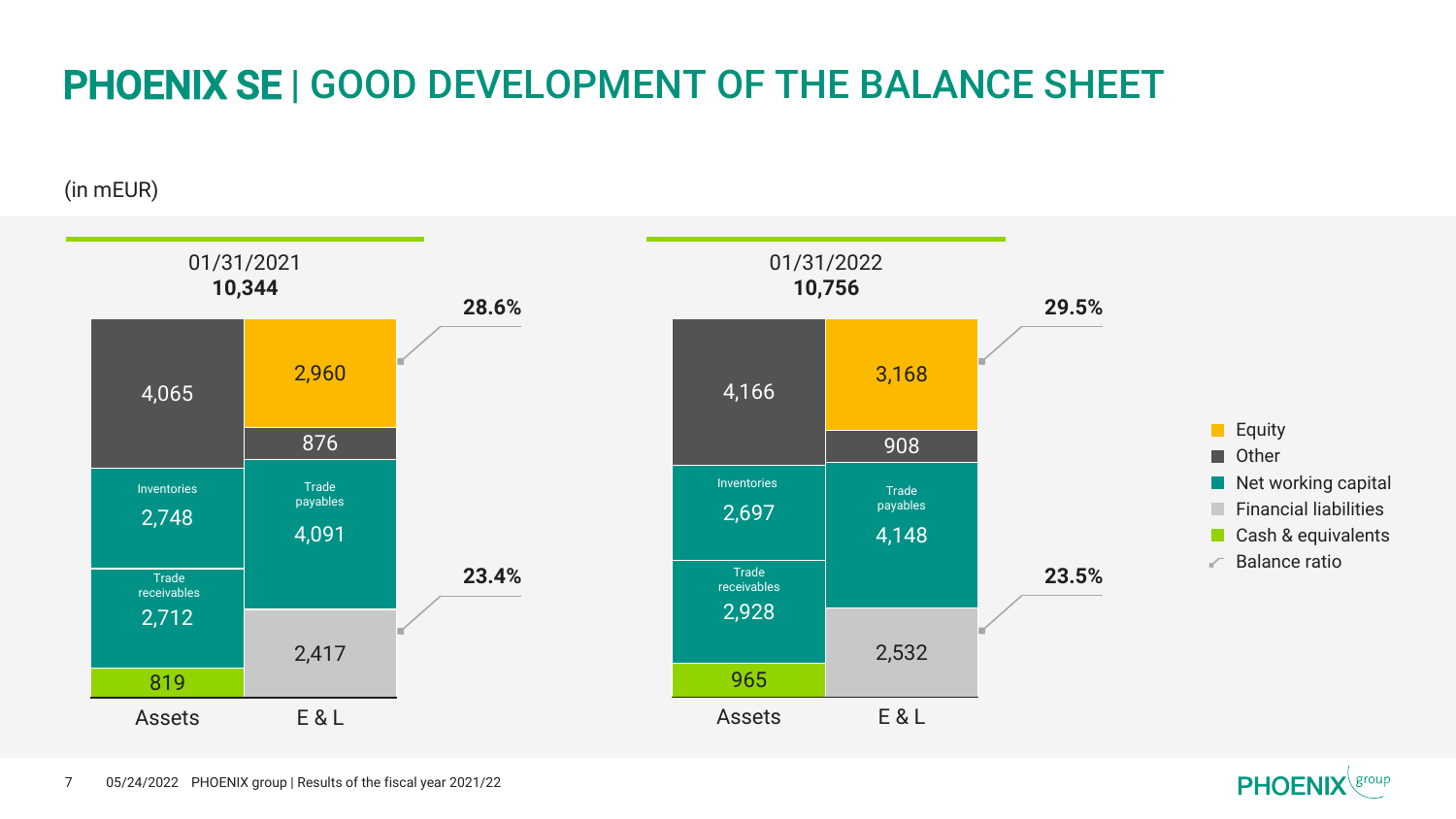# PHOENIX SE | GOOD DEVELOPMENT OF THE BALANCE SHEET

(in mEUR)

**01/31/2021 — 10,344**

| Assets | | E & L | |
|---|---|---|---|
| Other | 4,065 | Equity | 2,960 |
| Inventories | 2,748 | Other | 876 |
| Trade receivables | 2,712 | Trade payables | 4,091 |
| Cash & equivalents | 819 | Financial liabilities | 2,417 |

Balance ratio: Equity 28.6%; Financial liabilities 23.4%

**01/31/2022 — 10,756**

| Assets | | E & L | |
|---|---|---|---|
| Other | 4,166 | Equity | 3,168 |
| Inventories | 2,697 | Other | 908 |
| Trade receivables | 2,928 | Trade payables | 4,148 |
| Cash & equivalents | 965 | Financial liabilities | 2,532 |

Balance ratio: Equity 29.5%; Financial liabilities 23.5%

Legend: Equity; Other; Net working capital; Financial liabilities; Cash & equivalents; Balance ratio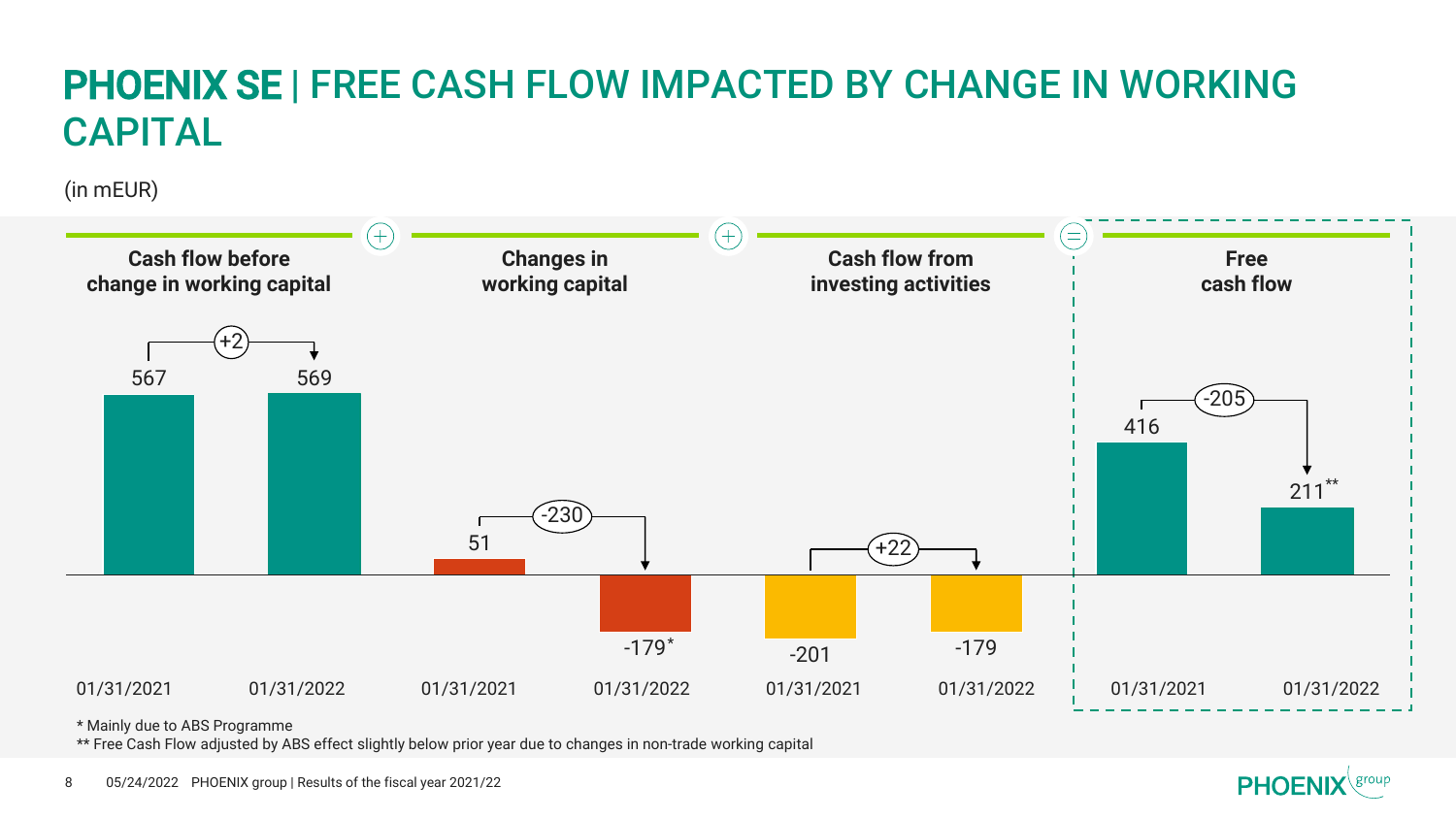# PHOENIX SE | FREE CASH FLOW IMPACTED BY CHANGE IN WORKING CAPITAL

(in mEUR)

| | 01/31/2021 | 01/31/2022 | Change |
|---|---|---|---|
| Cash flow before change in working capital | 567 | 569 | +2 |
| + Changes in working capital | 51 | -179* | -230 |
| + Cash flow from investing activities | -201 | -179 | +22 |
| = Free cash flow | 416 | 211** | -205 |

\* Mainly due to ABS Programme

\*\* Free Cash Flow adjusted by ABS effect slightly below prior year due to changes in non-trade working capital

05/24/2022 PHOENIX group | Results of the fiscal year 2021/22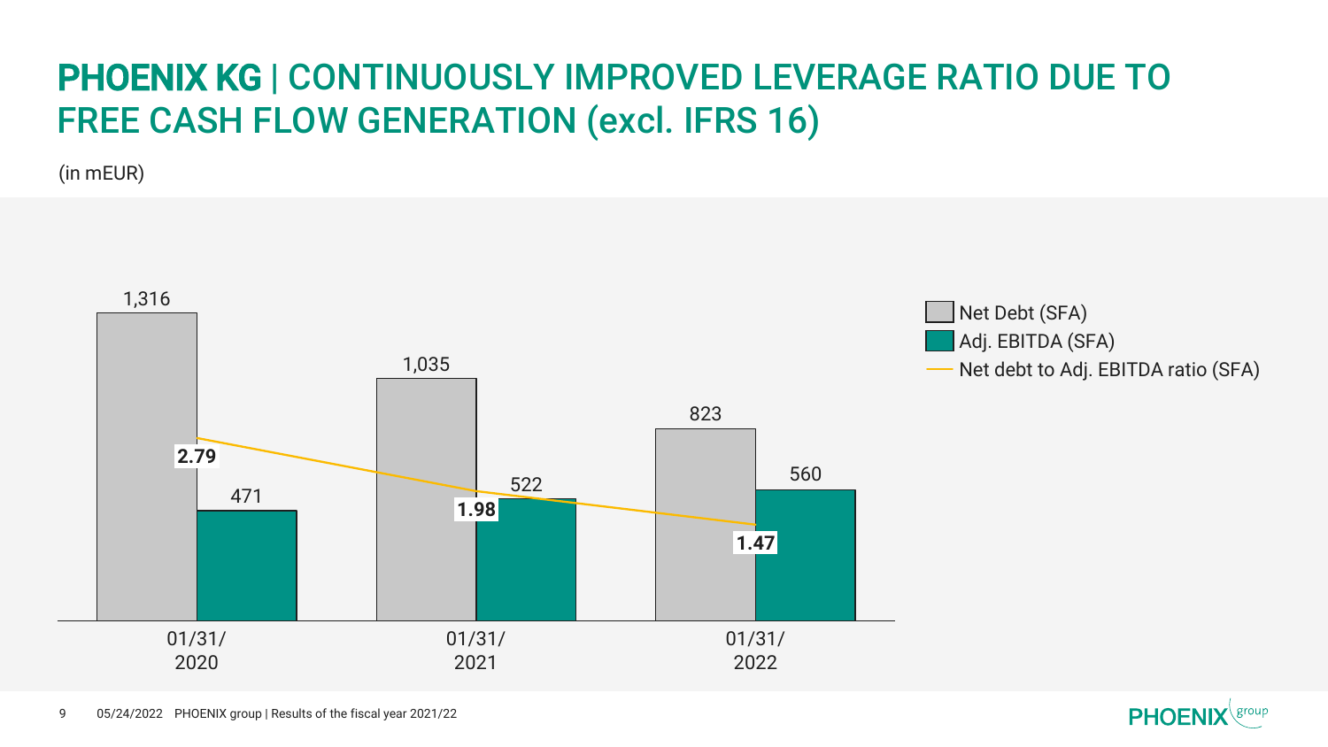# PHOENIX KG | CONTINUOUSLY IMPROVED LEVERAGE RATIO DUE TO FREE CASH FLOW GENERATION (excl. IFRS 16)

(in mEUR)

| | 01/31/2020 | 01/31/2021 | 01/31/2022 |
|---|---|---|---|
| Net Debt (SFA) | 1,316 | 1,035 | 823 |
| Adj. EBITDA (SFA) | 471 | 522 | 560 |
| Net debt to Adj. EBITDA ratio (SFA) | 2.79 | 1.98 | 1.47 |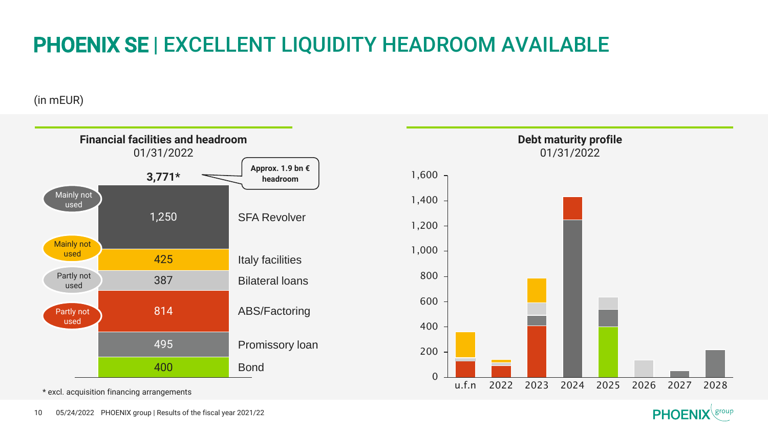# PHOENIX SE | EXCELLENT LIQUIDITY HEADROOM AVAILABLE

(in mEUR)

## Financial facilities and headroom
01/31/2022

**3,771***

Approx. 1.9 bn € headroom

| Usage | Amount | Facility |
|---|---|---|
| Mainly not used | 1,250 | SFA Revolver |
| Mainly not used | 425 | Italy facilities |
| Partly not used | 387 | Bilateral loans |
| Partly not used | 814 | ABS/Factoring |
| | 495 | Promissory loan |
| | 400 | Bond |

\* excl. acquisition financing arrangements

## Debt maturity profile
01/31/2022

Y-axis: 0 – 1,600

X-axis: u.f.n, 2022, 2023, 2024, 2025, 2026, 2027, 2028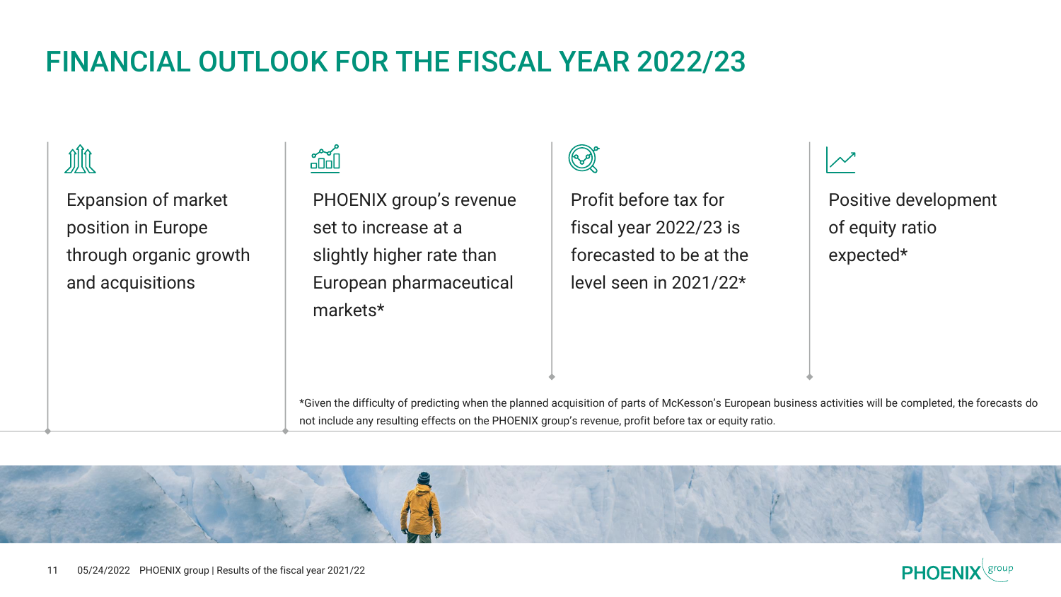# FINANCIAL OUTLOOK FOR THE FISCAL YEAR 2022/23

- Expansion of market position in Europe through organic growth and acquisitions
- PHOENIX group's revenue set to increase at a slightly higher rate than European pharmaceutical markets*
- Profit before tax for fiscal year 2022/23 is forecasted to be at the level seen in 2021/22*
- Positive development of equity ratio expected*

*Given the difficulty of predicting when the planned acquisition of parts of McKesson's European business activities will be completed, the forecasts do not include any resulting effects on the PHOENIX group's revenue, profit before tax or equity ratio.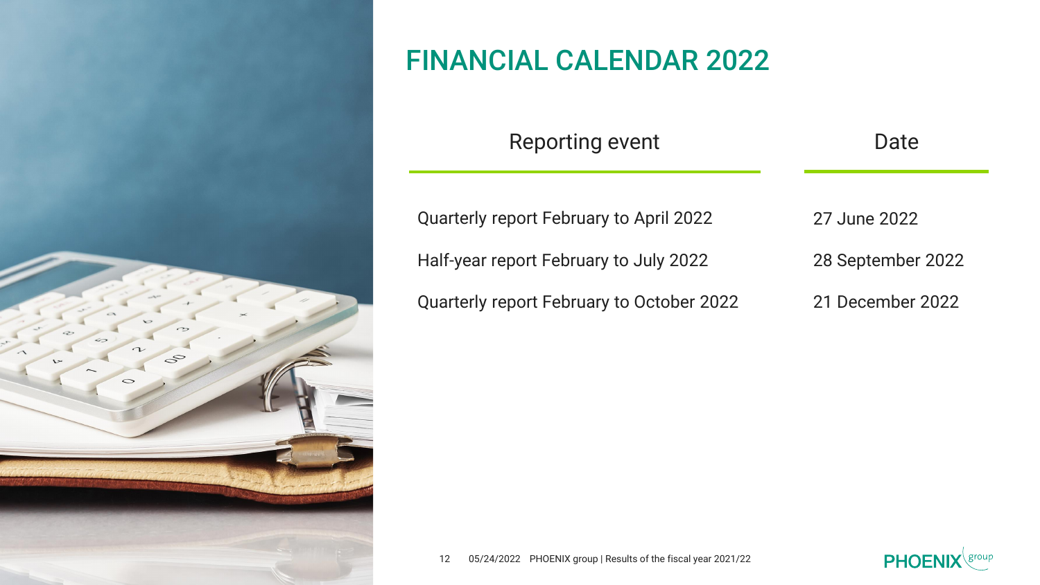# FINANCIAL CALENDAR 2022

| Reporting event | Date |
| --- | --- |
| Quarterly report February to April 2022 | 27 June 2022 |
| Half-year report February to July 2022 | 28 September 2022 |
| Quarterly report February to October 2022 | 21 December 2022 |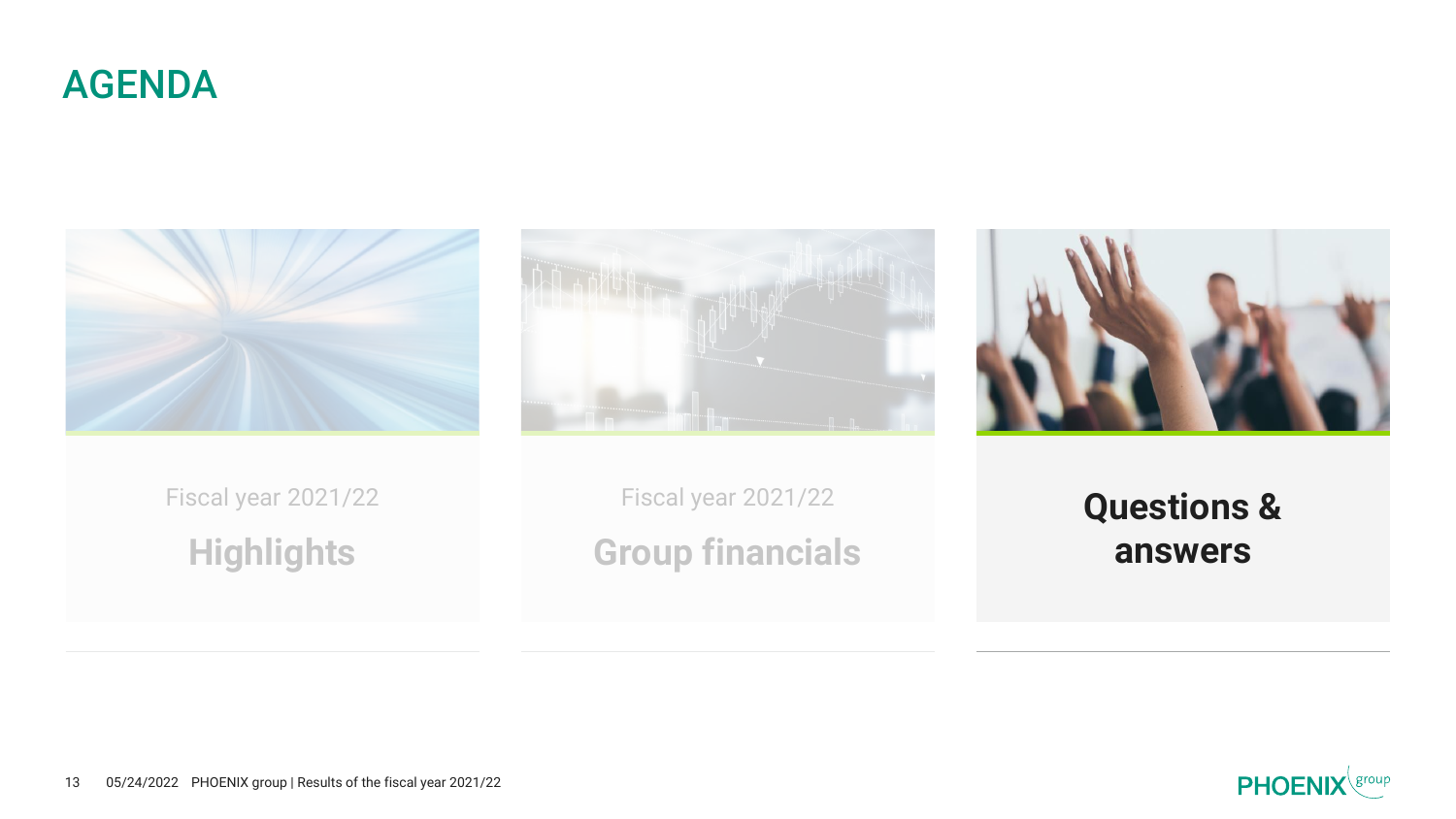# AGENDA

Fiscal year 2021/22

**Highlights**

Fiscal year 2021/22

**Group financials**

**Questions & answers**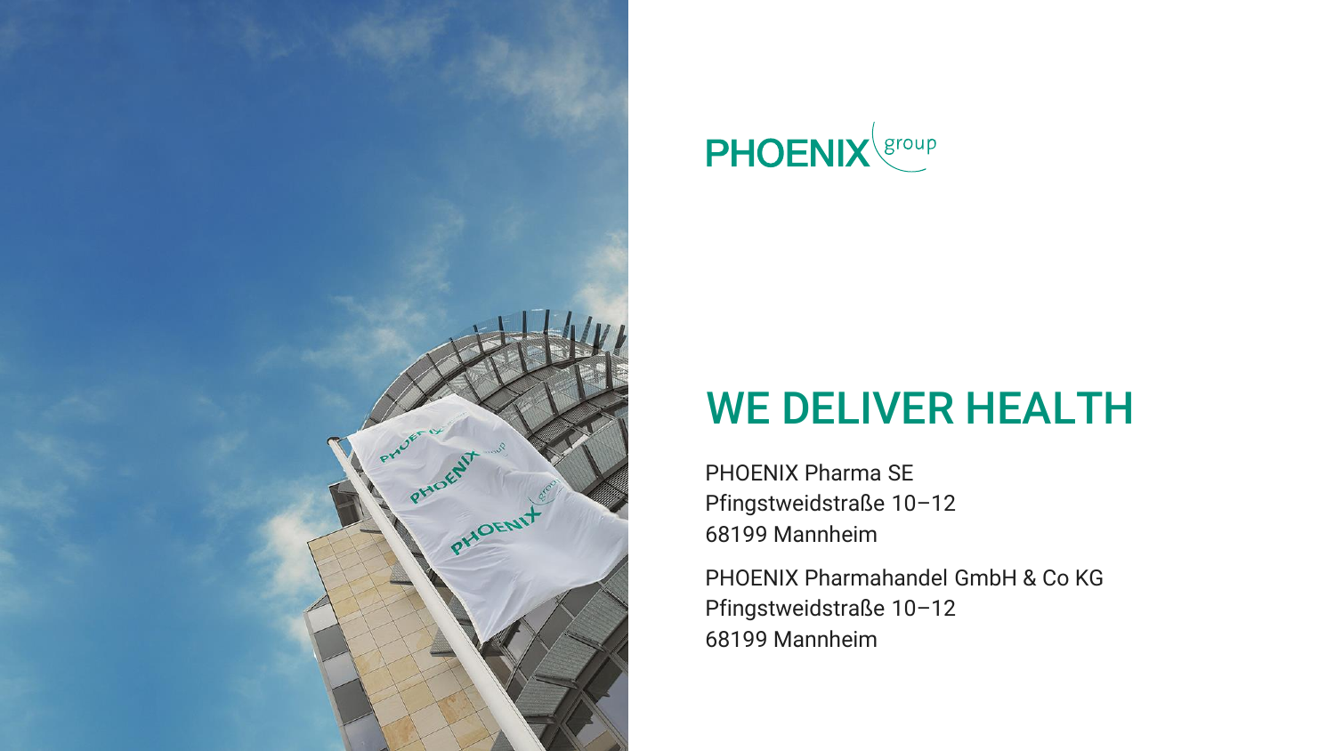PHOENIX group

# WE DELIVER HEALTH

PHOENIX Pharma SE
Pfingstweidstraße 10–12
68199 Mannheim

PHOENIX Pharmahandel GmbH & Co KG
Pfingstweidstraße 10–12
68199 Mannheim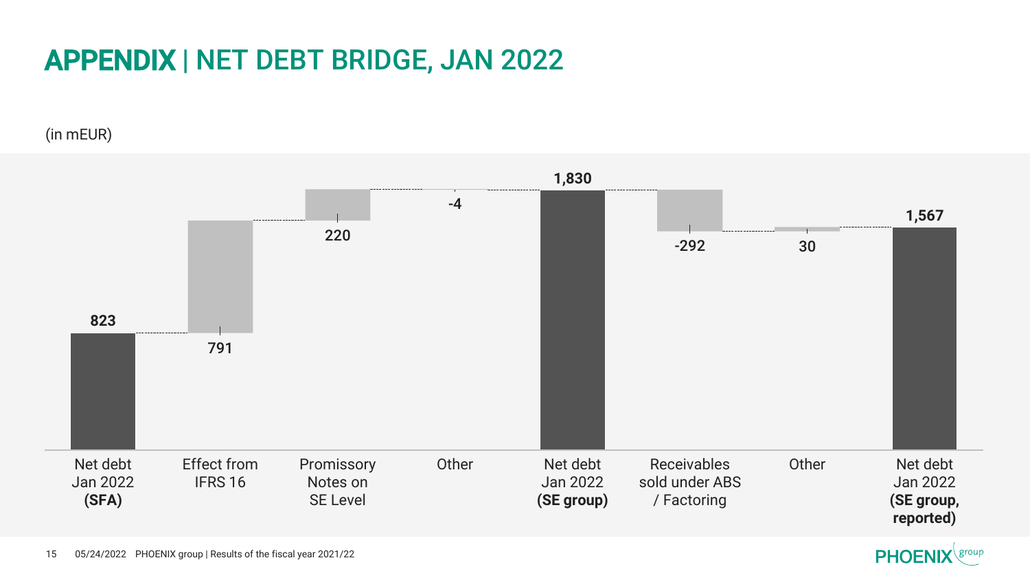# APPENDIX | NET DEBT BRIDGE, JAN 2022

(in mEUR)

823
791
220
-4
1,830
-292
30
1,567

Net debt Jan 2022 **(SFA)**

Effect from IFRS 16

Promissory Notes on SE Level

Other

Net debt Jan 2022 **(SE group)**

Receivables sold under ABS / Factoring

Other

Net debt Jan 2022 **(SE group, reported)**